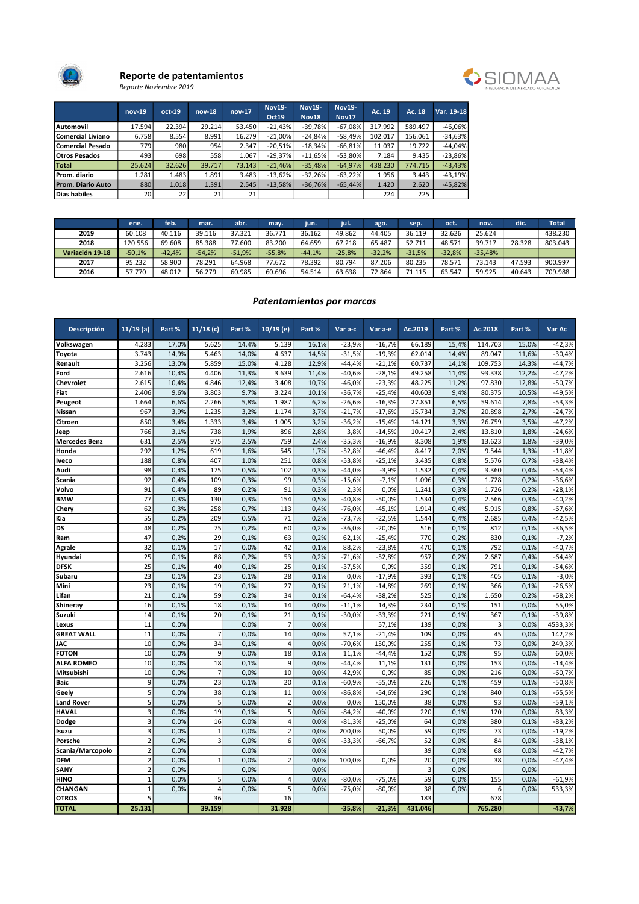# Reporte de patentamientos

*Reporte Noviembre 2019*

| | nov-19 | oct-19 | nov-18 | nov-17 | Nov19-Oct19 | Nov19-Nov18 | Nov19-Nov17 | Ac. 19 | Ac. 18 | Var. 19-18 |
|---|---|---|---|---|---|---|---|---|---|---|
| **Automovil** | 17.594 | 22.394 | 29.214 | 53.450 | -21,43% | -39,78% | -67,08% | 317.992 | 589.497 | -46,06% |
| **Comercial Liviano** | 6.758 | 8.554 | 8.991 | 16.279 | -21,00% | -24,84% | -58,49% | 102.017 | 156.061 | -34,63% |
| **Comercial Pesado** | 779 | 980 | 954 | 2.347 | -20,51% | -18,34% | -66,81% | 11.037 | 19.722 | -44,04% |
| **Otros Pesados** | 493 | 698 | 558 | 1.067 | -29,37% | -11,65% | -53,80% | 7.184 | 9.435 | -23,86% |
| **Total** | 25.624 | 32.626 | 39.717 | 73.143 | -21,46% | -35,48% | -64,97% | 438.230 | 774.715 | -43,43% |
| **Prom. diario** | 1.281 | 1.483 | 1.891 | 3.483 | -13,62% | -32,26% | -63,22% | 1.956 | 3.443 | -43,19% |
| **Prom. Diario Auto** | 880 | 1.018 | 1.391 | 2.545 | -13,58% | -36,76% | -65,44% | 1.420 | 2.620 | -45,82% |
| **Dias habiles** | 20 | 22 | 21 | 21 | | | | 224 | 225 | |

| | ene. | feb. | mar. | abr. | may. | jun. | jul. | ago. | sep. | oct. | nov. | dic. | Total |
|---|---|---|---|---|---|---|---|---|---|---|---|---|---|
| **2019** | 60.108 | 40.116 | 39.116 | 37.321 | 36.771 | 36.162 | 49.862 | 44.405 | 36.119 | 32.626 | 25.624 | | 438.230 |
| **2018** | 120.556 | 69.608 | 85.388 | 77.600 | 83.200 | 64.659 | 67.218 | 65.487 | 52.711 | 48.571 | 39.717 | 28.328 | 803.043 |
| **Variación 19-18** | -50,1% | -42,4% | -54,2% | -51,9% | -55,8% | -44,1% | -25,8% | -32,2% | -31,5% | -32,8% | -35,48% | | |
| **2017** | 95.232 | 58.900 | 78.291 | 64.968 | 77.672 | 78.392 | 80.794 | 87.206 | 80.235 | 78.571 | 73.143 | 47.593 | 900.997 |
| **2016** | 57.770 | 48.012 | 56.279 | 60.985 | 60.696 | 54.514 | 63.638 | 72.864 | 71.115 | 63.547 | 59.925 | 40.643 | 709.988 |

## *Patentamientos por marcas*

| Descripción | 11/19 (a) | Part % | 11/18 (c) | Part % | 10/19 (e) | Part % | Var a-c | Var a-e | Ac.2019 | Part % | Ac.2018 | Part % | Var Ac |
|---|---|---|---|---|---|---|---|---|---|---|---|---|---|
| **Volkswagen** | 4.283 | 17,0% | 5.625 | 14,4% | 5.139 | 16,1% | -23,9% | -16,7% | 66.189 | 15,4% | 114.703 | 15,0% | -42,3% |
| **Toyota** | 3.743 | 14,9% | 5.463 | 14,0% | 4.637 | 14,5% | -31,5% | -19,3% | 62.014 | 14,4% | 89.047 | 11,6% | -30,4% |
| **Renault** | 3.256 | 13,0% | 5.859 | 15,0% | 4.128 | 12,9% | -44,4% | -21,1% | 60.737 | 14,1% | 109.753 | 14,3% | -44,7% |
| **Ford** | 2.616 | 10,4% | 4.406 | 11,3% | 3.639 | 11,4% | -40,6% | -28,1% | 49.258 | 11,4% | 93.338 | 12,2% | -47,2% |
| **Chevrolet** | 2.615 | 10,4% | 4.846 | 12,4% | 3.408 | 10,7% | -46,0% | -23,3% | 48.225 | 11,2% | 97.830 | 12,8% | -50,7% |
| **Fiat** | 2.406 | 9,6% | 3.803 | 9,7% | 3.224 | 10,1% | -36,7% | -25,4% | 40.603 | 9,4% | 80.375 | 10,5% | -49,5% |
| **Peugeot** | 1.664 | 6,6% | 2.266 | 5,8% | 1.987 | 6,2% | -26,6% | -16,3% | 27.851 | 6,5% | 59.614 | 7,8% | -53,3% |
| **Nissan** | 967 | 3,9% | 1.235 | 3,2% | 1.174 | 3,7% | -21,7% | -17,6% | 15.734 | 3,7% | 20.898 | 2,7% | -24,7% |
| **Citroen** | 850 | 3,4% | 1.333 | 3,4% | 1.005 | 3,2% | -36,2% | -15,4% | 14.121 | 3,3% | 26.759 | 3,5% | -47,2% |
| **Jeep** | 766 | 3,1% | 738 | 1,9% | 896 | 2,8% | 3,8% | -14,5% | 10.417 | 2,4% | 13.810 | 1,8% | -24,6% |
| **Mercedes Benz** | 631 | 2,5% | 975 | 2,5% | 759 | 2,4% | -35,3% | -16,9% | 8.308 | 1,9% | 13.623 | 1,8% | -39,0% |
| **Honda** | 292 | 1,2% | 619 | 1,6% | 545 | 1,7% | -52,8% | -46,4% | 8.417 | 2,0% | 9.544 | 1,3% | -11,8% |
| **Iveco** | 188 | 0,8% | 407 | 1,0% | 251 | 0,8% | -53,8% | -25,1% | 3.435 | 0,8% | 5.576 | 0,7% | -38,4% |
| **Audi** | 98 | 0,4% | 175 | 0,5% | 102 | 0,3% | -44,0% | -3,9% | 1.532 | 0,4% | 3.360 | 0,4% | -54,4% |
| **Scania** | 92 | 0,4% | 109 | 0,3% | 99 | 0,3% | -15,6% | -7,1% | 1.096 | 0,3% | 1.728 | 0,2% | -36,6% |
| **Volvo** | 91 | 0,4% | 89 | 0,2% | 91 | 0,3% | 2,3% | 0,0% | 1.241 | 0,3% | 1.726 | 0,2% | -28,1% |
| **BMW** | 77 | 0,3% | 130 | 0,3% | 154 | 0,5% | -40,8% | -50,0% | 1.534 | 0,4% | 2.566 | 0,3% | -40,2% |
| **Chery** | 62 | 0,3% | 258 | 0,7% | 113 | 0,4% | -76,0% | -45,1% | 1.914 | 0,4% | 5.915 | 0,8% | -67,6% |
| **Kia** | 55 | 0,2% | 209 | 0,5% | 71 | 0,2% | -73,7% | -22,5% | 1.544 | 0,4% | 2.685 | 0,4% | -42,5% |
| **DS** | 48 | 0,2% | 75 | 0,2% | 60 | 0,2% | -36,0% | -20,0% | 516 | 0,1% | 812 | 0,1% | -36,5% |
| **Ram** | 47 | 0,2% | 29 | 0,1% | 63 | 0,2% | 62,1% | -25,4% | 770 | 0,2% | 830 | 0,1% | -7,2% |
| **Agrale** | 32 | 0,1% | 17 | 0,0% | 42 | 0,1% | 88,2% | -23,8% | 470 | 0,1% | 792 | 0,1% | -40,7% |
| **Hyundai** | 25 | 0,1% | 88 | 0,2% | 53 | 0,2% | -71,6% | -52,8% | 957 | 0,2% | 2.687 | 0,4% | -64,4% |
| **DFSK** | 25 | 0,1% | 40 | 0,1% | 25 | 0,1% | -37,5% | 0,0% | 359 | 0,1% | 791 | 0,1% | -54,6% |
| **Subaru** | 23 | 0,1% | 23 | 0,1% | 28 | 0,1% | 0,0% | -17,9% | 393 | 0,1% | 405 | 0,1% | -3,0% |
| **Mini** | 23 | 0,1% | 19 | 0,1% | 27 | 0,1% | 21,1% | -14,8% | 269 | 0,1% | 366 | 0,1% | -26,5% |
| **Lifan** | 21 | 0,1% | 59 | 0,2% | 34 | 0,1% | -64,4% | -38,2% | 525 | 0,1% | 1.650 | 0,2% | -68,2% |
| **Shineray** | 16 | 0,1% | 18 | 0,1% | 14 | 0,0% | -11,1% | 14,3% | 234 | 0,1% | 151 | 0,0% | 55,0% |
| **Suzuki** | 14 | 0,1% | 20 | 0,1% | 21 | 0,1% | -30,0% | -33,3% | 221 | 0,1% | 367 | 0,1% | -39,8% |
| **Lexus** | 11 | 0,0% | | 0,0% | 7 | 0,0% | | 57,1% | 139 | 0,0% | 3 | 0,0% | 4533,3% |
| **GREAT WALL** | 11 | 0,0% | 7 | 0,0% | 14 | 0,0% | 57,1% | -21,4% | 109 | 0,0% | 45 | 0,0% | 142,2% |
| **JAC** | 10 | 0,0% | 34 | 0,1% | 4 | 0,0% | -70,6% | 150,0% | 255 | 0,1% | 73 | 0,0% | 249,3% |
| **FOTON** | 10 | 0,0% | 9 | 0,0% | 18 | 0,1% | 11,1% | -44,4% | 152 | 0,0% | 95 | 0,0% | 60,0% |
| **ALFA ROMEO** | 10 | 0,0% | 18 | 0,1% | 9 | 0,0% | -44,4% | 11,1% | 131 | 0,0% | 153 | 0,0% | -14,4% |
| **Mitsubishi** | 10 | 0,0% | 7 | 0,0% | 10 | 0,0% | 42,9% | 0,0% | 85 | 0,0% | 216 | 0,0% | -60,7% |
| **Baic** | 9 | 0,0% | 23 | 0,1% | 20 | 0,1% | -60,9% | -55,0% | 226 | 0,1% | 459 | 0,1% | -50,8% |
| **Geely** | 5 | 0,0% | 38 | 0,1% | 11 | 0,0% | -86,8% | -54,6% | 290 | 0,1% | 840 | 0,1% | -65,5% |
| **Land Rover** | 5 | 0,0% | 5 | 0,0% | 2 | 0,0% | 0,0% | 150,0% | 38 | 0,0% | 93 | 0,0% | -59,1% |
| **HAVAL** | 3 | 0,0% | 19 | 0,1% | 5 | 0,0% | -84,2% | -40,0% | 220 | 0,1% | 120 | 0,0% | 83,3% |
| **Dodge** | 3 | 0,0% | 16 | 0,0% | 4 | 0,0% | -81,3% | -25,0% | 64 | 0,0% | 380 | 0,1% | -83,2% |
| **Isuzu** | 3 | 0,0% | 1 | 0,0% | 2 | 0,0% | 200,0% | 50,0% | 59 | 0,0% | 73 | 0,0% | -19,2% |
| **Porsche** | 2 | 0,0% | 3 | 0,0% | 6 | 0,0% | -33,3% | -66,7% | 52 | 0,0% | 84 | 0,0% | -38,1% |
| **Scania/Marcopolo** | 2 | 0,0% | | 0,0% | | 0,0% | | | 39 | 0,0% | 68 | 0,0% | -42,7% |
| **DFM** | 2 | 0,0% | 1 | 0,0% | 2 | 0,0% | 100,0% | 0,0% | 20 | 0,0% | 38 | 0,0% | -47,4% |
| **SANY** | 2 | 0,0% | | 0,0% | | 0,0% | | | 3 | 0,0% | | 0,0% | |
| **HINO** | 1 | 0,0% | 5 | 0,0% | 4 | 0,0% | -80,0% | -75,0% | 59 | 0,0% | 155 | 0,0% | -61,9% |
| **CHANGAN** | 1 | 0,0% | 4 | 0,0% | 5 | 0,0% | -75,0% | -80,0% | 38 | 0,0% | 6 | 0,0% | 533,3% |
| **OTROS** | 5 | | 36 | | 16 | | | | 183 | | 678 | | |
| **TOTAL** | **25.131** | | **39.159** | | **31.928** | | **-35,8%** | **-21,3%** | **431.046** | | **765.280** | | **-43,7%** |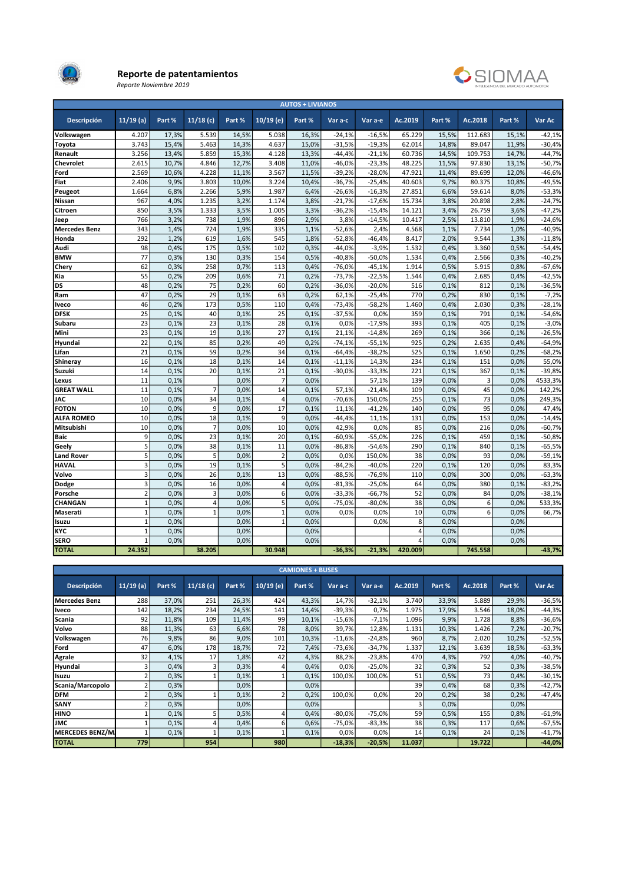**Reporte de patentamientos**

*Reporte Noviembre 2019*

SIOMAA
INTELIGENCIA DEL MERCADO AUTOMOTOR

| AUTOS + LIVIANOS | | | | | | | | | | | | |
|---|---|---|---|---|---|---|---|---|---|---|---|---|
| Descripción | 11/19 (a) | Part % | 11/18 (c) | Part % | 10/19 (e) | Part % | Var a-c | Var a-e | Ac.2019 | Part % | Ac.2018 | Part % | Var Ac |
| Volkswagen | 4.207 | 17,3% | 5.539 | 14,5% | 5.038 | 16,3% | -24,1% | -16,5% | 65.229 | 15,5% | 112.683 | 15,1% | -42,1% |
| Toyota | 3.743 | 15,4% | 5.463 | 14,3% | 4.637 | 15,0% | -31,5% | -19,3% | 62.014 | 14,8% | 89.047 | 11,9% | -30,4% |
| Renault | 3.256 | 13,4% | 5.859 | 15,3% | 4.128 | 13,3% | -44,4% | -21,1% | 60.736 | 14,5% | 109.753 | 14,7% | -44,7% |
| Chevrolet | 2.615 | 10,7% | 4.846 | 12,7% | 3.408 | 11,0% | -46,0% | -23,3% | 48.225 | 11,5% | 97.830 | 13,1% | -50,7% |
| Ford | 2.569 | 10,6% | 4.228 | 11,1% | 3.567 | 11,5% | -39,2% | -28,0% | 47.921 | 11,4% | 89.699 | 12,0% | -46,6% |
| Fiat | 2.406 | 9,9% | 3.803 | 10,0% | 3.224 | 10,4% | -36,7% | -25,4% | 40.603 | 9,7% | 80.375 | 10,8% | -49,5% |
| Peugeot | 1.664 | 6,8% | 2.266 | 5,9% | 1.987 | 6,4% | -26,6% | -16,3% | 27.851 | 6,6% | 59.614 | 8,0% | -53,3% |
| Nissan | 967 | 4,0% | 1.235 | 3,2% | 1.174 | 3,8% | -21,7% | -17,6% | 15.734 | 3,8% | 20.898 | 2,8% | -24,7% |
| Citroen | 850 | 3,5% | 1.333 | 3,5% | 1.005 | 3,3% | -36,2% | -15,4% | 14.121 | 3,4% | 26.759 | 3,6% | -47,2% |
| Jeep | 766 | 3,2% | 738 | 1,9% | 896 | 2,9% | 3,8% | -14,5% | 10.417 | 2,5% | 13.810 | 1,9% | -24,6% |
| Mercedes Benz | 343 | 1,4% | 724 | 1,9% | 335 | 1,1% | -52,6% | 2,4% | 4.568 | 1,1% | 7.734 | 1,0% | -40,9% |
| Honda | 292 | 1,2% | 619 | 1,6% | 545 | 1,8% | -52,8% | -46,4% | 8.417 | 2,0% | 9.544 | 1,3% | -11,8% |
| Audi | 98 | 0,4% | 175 | 0,5% | 102 | 0,3% | -44,0% | -3,9% | 1.532 | 0,4% | 3.360 | 0,5% | -54,4% |
| BMW | 77 | 0,3% | 130 | 0,3% | 154 | 0,5% | -40,8% | -50,0% | 1.534 | 0,4% | 2.566 | 0,3% | -40,2% |
| Chery | 62 | 0,3% | 258 | 0,7% | 113 | 0,4% | -76,0% | -45,1% | 1.914 | 0,5% | 5.915 | 0,8% | -67,6% |
| Kia | 55 | 0,2% | 209 | 0,6% | 71 | 0,2% | -73,7% | -22,5% | 1.544 | 0,4% | 2.685 | 0,4% | -42,5% |
| DS | 48 | 0,2% | 75 | 0,2% | 60 | 0,2% | -36,0% | -20,0% | 516 | 0,1% | 812 | 0,1% | -36,5% |
| Ram | 47 | 0,2% | 29 | 0,1% | 63 | 0,2% | 62,1% | -25,4% | 770 | 0,2% | 830 | 0,1% | -7,2% |
| Iveco | 46 | 0,2% | 173 | 0,5% | 110 | 0,4% | -73,4% | -58,2% | 1.460 | 0,4% | 2.030 | 0,3% | -28,1% |
| DFSK | 25 | 0,1% | 40 | 0,1% | 25 | 0,1% | -37,5% | 0,0% | 359 | 0,1% | 791 | 0,1% | -54,6% |
| Subaru | 23 | 0,1% | 23 | 0,1% | 28 | 0,1% | 0,0% | -17,9% | 393 | 0,1% | 405 | 0,1% | -3,0% |
| Mini | 23 | 0,1% | 19 | 0,1% | 27 | 0,1% | 21,1% | -14,8% | 269 | 0,1% | 366 | 0,1% | -26,5% |
| Hyundai | 22 | 0,1% | 85 | 0,2% | 49 | 0,2% | -74,1% | -55,1% | 925 | 0,2% | 2.635 | 0,4% | -64,9% |
| Lifan | 21 | 0,1% | 59 | 0,2% | 34 | 0,1% | -64,4% | -38,2% | 525 | 0,1% | 1.650 | 0,2% | -68,2% |
| Shineray | 16 | 0,1% | 18 | 0,1% | 14 | 0,1% | -11,1% | 14,3% | 234 | 0,1% | 151 | 0,0% | 55,0% |
| Suzuki | 14 | 0,1% | 20 | 0,1% | 21 | 0,1% | -30,0% | -33,3% | 221 | 0,1% | 367 | 0,1% | -39,8% |
| Lexus | 11 | 0,1% | | 0,0% | 7 | 0,0% | | 57,1% | 139 | 0,0% | 3 | 0,0% | 4533,3% |
| GREAT WALL | 11 | 0,1% | 7 | 0,0% | 14 | 0,1% | 57,1% | -21,4% | 109 | 0,0% | 45 | 0,0% | 142,2% |
| JAC | 10 | 0,0% | 34 | 0,1% | 4 | 0,0% | -70,6% | 150,0% | 255 | 0,1% | 73 | 0,0% | 249,3% |
| FOTON | 10 | 0,0% | 9 | 0,0% | 17 | 0,1% | 11,1% | -41,2% | 140 | 0,0% | 95 | 0,0% | 47,4% |
| ALFA ROMEO | 10 | 0,0% | 18 | 0,1% | 9 | 0,0% | -44,4% | 11,1% | 131 | 0,0% | 153 | 0,0% | -14,4% |
| Mitsubishi | 10 | 0,0% | 7 | 0,0% | 10 | 0,0% | 42,9% | 0,0% | 85 | 0,0% | 216 | 0,0% | -60,7% |
| Baic | 9 | 0,0% | 23 | 0,1% | 20 | 0,1% | -60,9% | -55,0% | 226 | 0,1% | 459 | 0,1% | -50,8% |
| Geely | 5 | 0,0% | 38 | 0,1% | 11 | 0,0% | -86,8% | -54,6% | 290 | 0,1% | 840 | 0,1% | -65,5% |
| Land Rover | 5 | 0,0% | 5 | 0,0% | 2 | 0,0% | 0,0% | 150,0% | 38 | 0,0% | 93 | 0,0% | -59,1% |
| HAVAL | 3 | 0,0% | 19 | 0,1% | 5 | 0,0% | -84,2% | -40,0% | 220 | 0,1% | 120 | 0,0% | 83,3% |
| Volvo | 3 | 0,0% | 26 | 0,1% | 13 | 0,0% | -88,5% | -76,9% | 110 | 0,0% | 300 | 0,0% | -63,3% |
| Dodge | 3 | 0,0% | 16 | 0,0% | 4 | 0,0% | -81,3% | -25,0% | 64 | 0,0% | 380 | 0,1% | -83,2% |
| Porsche | 2 | 0,0% | 3 | 0,0% | 6 | 0,0% | -33,3% | -66,7% | 52 | 0,0% | 84 | 0,0% | -38,1% |
| CHANGAN | 1 | 0,0% | 4 | 0,0% | 5 | 0,0% | -75,0% | -80,0% | 38 | 0,0% | 6 | 0,0% | 533,3% |
| Maserati | 1 | 0,0% | 1 | 0,0% | 1 | 0,0% | 0,0% | 0,0% | 10 | 0,0% | 6 | 0,0% | 66,7% |
| Isuzu | 1 | 0,0% | | 0,0% | 1 | 0,0% | | 0,0% | 8 | 0,0% | | 0,0% | |
| KYC | 1 | 0,0% | | 0,0% | | 0,0% | | | 4 | 0,0% | | 0,0% | |
| SERO | 1 | 0,0% | | 0,0% | | 0,0% | | | 4 | 0,0% | | 0,0% | |
| **TOTAL** | **24.352** | | **38.205** | | **30.948** | | **-36,3%** | **-21,3%** | **420.009** | | **745.558** | | **-43,7%** |

| CAMIONES + BUSES | | | | | | | | | | | | |
|---|---|---|---|---|---|---|---|---|---|---|---|---|
| Descripción | 11/19 (a) | Part % | 11/18 (c) | Part % | 10/19 (e) | Part % | Var a-c | Var a-e | Ac.2019 | Part % | Ac.2018 | Part % | Var Ac |
| Mercedes Benz | 288 | 37,0% | 251 | 26,3% | 424 | 43,3% | 14,7% | -32,1% | 3.740 | 33,9% | 5.889 | 29,9% | -36,5% |
| Iveco | 142 | 18,2% | 234 | 24,5% | 141 | 14,4% | -39,3% | 0,7% | 1.975 | 17,9% | 3.546 | 18,0% | -44,3% |
| Scania | 92 | 11,8% | 109 | 11,4% | 99 | 10,1% | -15,6% | -7,1% | 1.096 | 9,9% | 1.728 | 8,8% | -36,6% |
| Volvo | 88 | 11,3% | 63 | 6,6% | 78 | 8,0% | 39,7% | 12,8% | 1.131 | 10,3% | 1.426 | 7,2% | -20,7% |
| Volkswagen | 76 | 9,8% | 86 | 9,0% | 101 | 10,3% | -11,6% | -24,8% | 960 | 8,7% | 2.020 | 10,2% | -52,5% |
| Ford | 47 | 6,0% | 178 | 18,7% | 72 | 7,4% | -73,6% | -34,7% | 1.337 | 12,1% | 3.639 | 18,5% | -63,3% |
| Agrale | 32 | 4,1% | 17 | 1,8% | 42 | 4,3% | 88,2% | -23,8% | 470 | 4,3% | 792 | 4,0% | -40,7% |
| Hyundai | 3 | 0,4% | 3 | 0,3% | 4 | 0,4% | 0,0% | -25,0% | 32 | 0,3% | 52 | 0,3% | -38,5% |
| Isuzu | 2 | 0,3% | 1 | 0,1% | 1 | 0,1% | 100,0% | 100,0% | 51 | 0,5% | 73 | 0,4% | -30,1% |
| Scania/Marcopolo | 2 | 0,3% | | 0,0% | | 0,0% | | | 39 | 0,4% | 68 | 0,3% | -42,7% |
| DFM | 2 | 0,3% | 1 | 0,1% | 2 | 0,2% | 100,0% | 0,0% | 20 | 0,2% | 38 | 0,2% | -47,4% |
| SANY | 2 | 0,3% | | 0,0% | | 0,0% | | | 3 | 0,0% | | 0,0% | |
| HINO | 1 | 0,1% | 5 | 0,5% | 4 | 0,4% | -80,0% | -75,0% | 59 | 0,5% | 155 | 0,8% | -61,9% |
| JMC | 1 | 0,1% | 4 | 0,4% | 6 | 0,6% | -75,0% | -83,3% | 38 | 0,3% | 117 | 0,6% | -67,5% |
| MERCEDES BENZ/M | 1 | 0,1% | 1 | 0,1% | 1 | 0,1% | 0,0% | 0,0% | 14 | 0,1% | 24 | 0,1% | -41,7% |
| **TOTAL** | **779** | | **954** | | **980** | | **-18,3%** | **-20,5%** | **11.037** | | **19.722** | | **-44,0%** |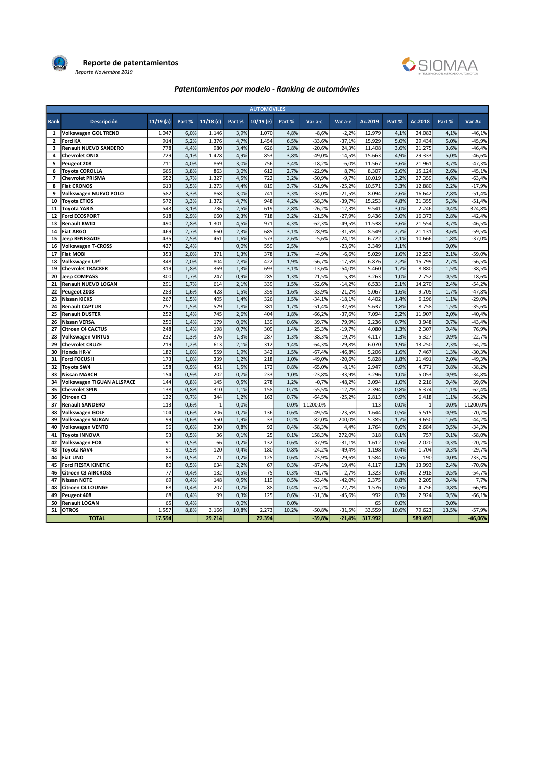# Reporte de patentamientos

*Reporte Noviembre 2019*

SIOMAA

## *Patentamientos por modelo - Ranking de automóviles*

| AUTOMÓVILES | | | | | | | | | | | | | | |
|---|---|---|---|---|---|---|---|---|---|---|---|---|---|---|
| Rank | Descripción | 11/19 (a) | Part % | 11/18 (c) | Part % | 10/19 (e) | Part % | Var a-c | Var a-e | Ac.2019 | Part % | Ac.2018 | Part % | Var Ac |
| 1 | Volkswagen GOL TREND | 1.047 | 6,0% | 1.146 | 3,9% | 1.070 | 4,8% | -8,6% | -2,2% | 12.979 | 4,1% | 24.083 | 4,1% | -46,1% |
| 2 | Ford KA | 914 | 5,2% | 1.376 | 4,7% | 1.454 | 6,5% | -33,6% | -37,1% | 15.929 | 5,0% | 29.434 | 5,0% | -45,9% |
| 3 | Renault NUEVO SANDERO | 778 | 4,4% | 980 | 3,4% | 626 | 2,8% | -20,6% | 24,3% | 11.408 | 3,6% | 21.275 | 3,6% | -46,4% |
| 4 | Chevrolet ONIX | 729 | 4,1% | 1.428 | 4,9% | 853 | 3,8% | -49,0% | -14,5% | 15.663 | 4,9% | 29.333 | 5,0% | -46,6% |
| 5 | Peugeot 208 | 711 | 4,0% | 869 | 3,0% | 756 | 3,4% | -18,2% | -6,0% | 11.567 | 3,6% | 21.961 | 3,7% | -47,3% |
| 6 | Toyota COROLLA | 665 | 3,8% | 863 | 3,0% | 612 | 2,7% | -22,9% | 8,7% | 8.307 | 2,6% | 15.124 | 2,6% | -45,1% |
| 7 | Chevrolet PRISMA | 652 | 3,7% | 1.327 | 4,5% | 722 | 3,2% | -50,9% | -9,7% | 10.019 | 3,2% | 27.359 | 4,6% | -63,4% |
| 8 | Fiat CRONOS | 613 | 3,5% | 1.273 | 4,4% | 819 | 3,7% | -51,9% | -25,2% | 10.571 | 3,3% | 12.880 | 2,2% | -17,9% |
| 9 | Volkswagen NUEVO POLO | 582 | 3,3% | 868 | 3,0% | 741 | 3,3% | -33,0% | -21,5% | 8.094 | 2,6% | 16.642 | 2,8% | -51,4% |
| 10 | Toyota ETIOS | 572 | 3,3% | 1.372 | 4,7% | 948 | 4,2% | -58,3% | -39,7% | 15.253 | 4,8% | 31.355 | 5,3% | -51,4% |
| 11 | Toyota YARIS | 543 | 3,1% | 736 | 2,5% | 619 | 2,8% | -26,2% | -12,3% | 9.541 | 3,0% | 2.246 | 0,4% | 324,8% |
| 12 | Ford ECOSPORT | 518 | 2,9% | 660 | 2,3% | 718 | 3,2% | -21,5% | -27,9% | 9.436 | 3,0% | 16.373 | 2,8% | -42,4% |
| 13 | Renault KWID | 490 | 2,8% | 1.301 | 4,5% | 971 | 4,3% | -62,3% | -49,5% | 11.538 | 3,6% | 21.554 | 3,7% | -46,5% |
| 14 | Fiat ARGO | 469 | 2,7% | 660 | 2,3% | 685 | 3,1% | -28,9% | -31,5% | 8.549 | 2,7% | 21.131 | 3,6% | -59,5% |
| 15 | Jeep RENEGADE | 435 | 2,5% | 461 | 1,6% | 573 | 2,6% | -5,6% | -24,1% | 6.722 | 2,1% | 10.666 | 1,8% | -37,0% |
| 16 | Volkswagen T-CROSS | 427 | 2,4% | | 0,0% | 559 | 2,5% | | -23,6% | 3.349 | 1,1% | | 0,0% | |
| 17 | Fiat MOBI | 353 | 2,0% | 371 | 1,3% | 378 | 1,7% | -4,9% | -6,6% | 5.029 | 1,6% | 12.252 | 2,1% | -59,0% |
| 18 | Volkswagen UP! | 348 | 2,0% | 804 | 2,8% | 422 | 1,9% | -56,7% | -17,5% | 6.876 | 2,2% | 15.799 | 2,7% | -56,5% |
| 19 | Chevrolet TRACKER | 319 | 1,8% | 369 | 1,3% | 693 | 3,1% | -13,6% | -54,0% | 5.460 | 1,7% | 8.880 | 1,5% | -38,5% |
| 20 | Jeep COMPASS | 300 | 1,7% | 247 | 0,9% | 285 | 1,3% | 21,5% | 5,3% | 3.263 | 1,0% | 2.752 | 0,5% | 18,6% |
| 21 | Renault NUEVO LOGAN | 291 | 1,7% | 614 | 2,1% | 339 | 1,5% | -52,6% | -14,2% | 6.533 | 2,1% | 14.270 | 2,4% | -54,2% |
| 22 | Peugeot 2008 | 283 | 1,6% | 428 | 1,5% | 359 | 1,6% | -33,9% | -21,2% | 5.067 | 1,6% | 9.705 | 1,7% | -47,8% |
| 23 | Nissan KICKS | 267 | 1,5% | 405 | 1,4% | 326 | 1,5% | -34,1% | -18,1% | 4.402 | 1,4% | 6.196 | 1,1% | -29,0% |
| 24 | Renault CAPTUR | 257 | 1,5% | 529 | 1,8% | 381 | 1,7% | -51,4% | -32,6% | 5.637 | 1,8% | 8.758 | 1,5% | -35,6% |
| 25 | Renault DUSTER | 252 | 1,4% | 745 | 2,6% | 404 | 1,8% | -66,2% | -37,6% | 7.094 | 2,2% | 11.907 | 2,0% | -40,4% |
| 26 | Nissan VERSA | 250 | 1,4% | 179 | 0,6% | 139 | 0,6% | 39,7% | 79,9% | 2.236 | 0,7% | 3.948 | 0,7% | -43,4% |
| 27 | Citroen C4 CACTUS | 248 | 1,4% | 198 | 0,7% | 309 | 1,4% | 25,3% | -19,7% | 4.080 | 1,3% | 2.307 | 0,4% | 76,9% |
| 28 | Volkswagen VIRTUS | 232 | 1,3% | 376 | 1,3% | 287 | 1,3% | -38,3% | -19,2% | 4.117 | 1,3% | 5.327 | 0,9% | -22,7% |
| 29 | Chevrolet CRUZE | 219 | 1,2% | 613 | 2,1% | 312 | 1,4% | -64,3% | -29,8% | 6.070 | 1,9% | 13.250 | 2,3% | -54,2% |
| 30 | Honda HR-V | 182 | 1,0% | 559 | 1,9% | 342 | 1,5% | -67,4% | -46,8% | 5.206 | 1,6% | 7.467 | 1,3% | -30,3% |
| 31 | Ford FOCUS II | 173 | 1,0% | 339 | 1,2% | 218 | 1,0% | -49,0% | -20,6% | 5.828 | 1,8% | 11.491 | 2,0% | -49,3% |
| 32 | Toyota SW4 | 158 | 0,9% | 451 | 1,5% | 172 | 0,8% | -65,0% | -8,1% | 2.947 | 0,9% | 4.771 | 0,8% | -38,2% |
| 33 | Nissan MARCH | 154 | 0,9% | 202 | 0,7% | 233 | 1,0% | -23,8% | -33,9% | 3.296 | 1,0% | 5.053 | 0,9% | -34,8% |
| 34 | Volkswagen TIGUAN ALLSPACE | 144 | 0,8% | 145 | 0,5% | 278 | 1,2% | -0,7% | -48,2% | 3.094 | 1,0% | 2.216 | 0,4% | 39,6% |
| 35 | Chevrolet SPIN | 138 | 0,8% | 310 | 1,1% | 158 | 0,7% | -55,5% | -12,7% | 2.394 | 0,8% | 6.374 | 1,1% | -62,4% |
| 36 | Citroen C3 | 122 | 0,7% | 344 | 1,2% | 163 | 0,7% | -64,5% | -25,2% | 2.813 | 0,9% | 6.418 | 1,1% | -56,2% |
| 37 | Renault SANDERO | 113 | 0,6% | 1 | 0,0% | | 0,0% | 11200,0% | | 113 | 0,0% | 1 | 0,0% | 11200,0% |
| 38 | Volkswagen GOLF | 104 | 0,6% | 206 | 0,7% | 136 | 0,6% | -49,5% | -23,5% | 1.644 | 0,5% | 5.515 | 0,9% | -70,2% |
| 39 | Volkswagen SURAN | 99 | 0,6% | 550 | 1,9% | 33 | 0,2% | -82,0% | 200,0% | 5.385 | 1,7% | 9.650 | 1,6% | -44,2% |
| 40 | Volkswagen VENTO | 96 | 0,6% | 230 | 0,8% | 92 | 0,4% | -58,3% | 4,4% | 1.764 | 0,6% | 2.684 | 0,5% | -34,3% |
| 41 | Toyota INNOVA | 93 | 0,5% | 36 | 0,1% | 25 | 0,1% | 158,3% | 272,0% | 318 | 0,1% | 757 | 0,1% | -58,0% |
| 42 | Volkswagen FOX | 91 | 0,5% | 66 | 0,2% | 132 | 0,6% | 37,9% | -31,1% | 1.612 | 0,5% | 2.020 | 0,3% | -20,2% |
| 43 | Toyota RAV4 | 91 | 0,5% | 120 | 0,4% | 180 | 0,8% | -24,2% | -49,4% | 1.198 | 0,4% | 1.704 | 0,3% | -29,7% |
| 44 | Fiat UNO | 88 | 0,5% | 71 | 0,2% | 125 | 0,6% | 23,9% | -29,6% | 1.584 | 0,5% | 190 | 0,0% | 733,7% |
| 45 | Ford FIESTA KINETIC | 80 | 0,5% | 634 | 2,2% | 67 | 0,3% | -87,4% | 19,4% | 4.117 | 1,3% | 13.993 | 2,4% | -70,6% |
| 46 | Citroen C3 AIRCROSS | 77 | 0,4% | 132 | 0,5% | 75 | 0,3% | -41,7% | 2,7% | 1.323 | 0,4% | 2.918 | 0,5% | -54,7% |
| 47 | Nissan NOTE | 69 | 0,4% | 148 | 0,5% | 119 | 0,5% | -53,4% | -42,0% | 2.375 | 0,8% | 2.205 | 0,4% | 7,7% |
| 48 | Citroen C4 LOUNGE | 68 | 0,4% | 207 | 0,7% | 88 | 0,4% | -67,2% | -22,7% | 1.576 | 0,5% | 4.756 | 0,8% | -66,9% |
| 49 | Peugeot 408 | 68 | 0,4% | 99 | 0,3% | 125 | 0,6% | -31,3% | -45,6% | 992 | 0,3% | 2.924 | 0,5% | -66,1% |
| 50 | Renault LOGAN | 65 | 0,4% | | 0,0% | | 0,0% | | | 65 | 0,0% | | 0,0% | |
| 51 | OTROS | 1.557 | 8,8% | 3.166 | 10,8% | 2.273 | 10,2% | -50,8% | -31,5% | 33.559 | 10,6% | 79.623 | 13,5% | -57,9% |
| | TOTAL | 17.594 | | 29.214 | | 22.394 | | -39,8% | -21,4% | 317.992 | | 589.497 | | -46,06% |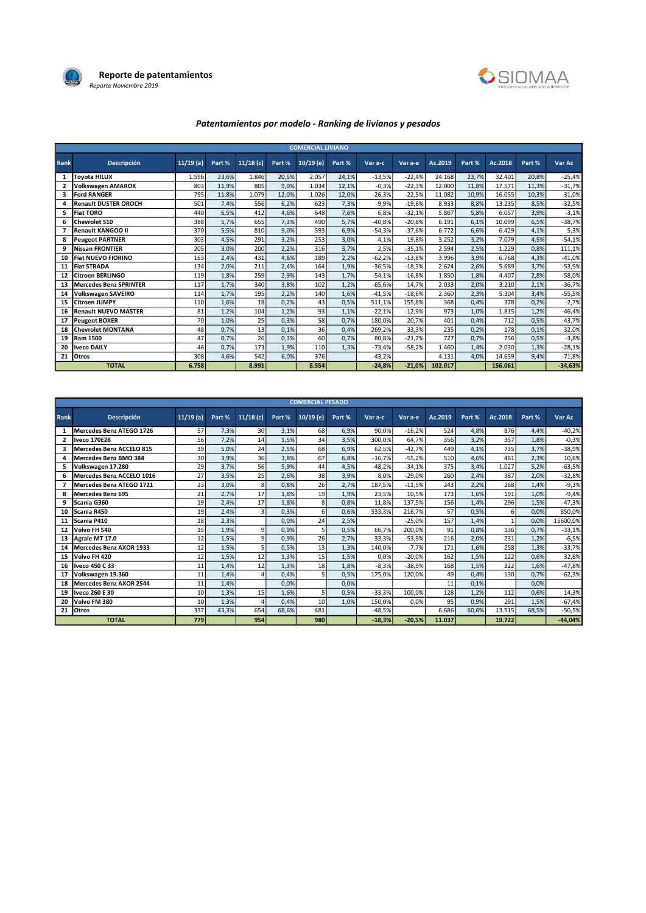**Reporte de patentamientos**

*Reporte Noviembre 2019*

SIOMAA
INTELIGENCIA DEL MERCADO AUTOMOTOR

## *Patentamientos por modelo - Ranking de livianos y pesados*

| COMERCIAL LIVIANO | | | | | | | | | | | | | | |
|---|---|---|---|---|---|---|---|---|---|---|---|---|---|---|
| Rank | Descripción | 11/19 (a) | Part % | 11/18 (c) | Part % | 10/19 (e) | Part % | Var a-c | Var a-e | Ac.2019 | Part % | Ac.2018 | Part % | Var Ac |
| 1 | Toyota HILUX | 1.596 | 23,6% | 1.846 | 20,5% | 2.057 | 24,1% | -13,5% | -22,4% | 24.168 | 23,7% | 32.401 | 20,8% | -25,4% |
| 2 | Volkswagen AMAROK | 803 | 11,9% | 805 | 9,0% | 1.034 | 12,1% | -0,3% | -22,3% | 12.000 | 11,8% | 17.571 | 11,3% | -31,7% |
| 3 | Ford RANGER | 795 | 11,8% | 1.079 | 12,0% | 1.026 | 12,0% | -26,3% | -22,5% | 11.082 | 10,9% | 16.055 | 10,3% | -31,0% |
| 4 | Renault DUSTER OROCH | 501 | 7,4% | 556 | 6,2% | 623 | 7,3% | -9,9% | -19,6% | 8.933 | 8,8% | 13.235 | 8,5% | -32,5% |
| 5 | Fiat TORO | 440 | 6,5% | 412 | 4,6% | 648 | 7,6% | 6,8% | -32,1% | 5.867 | 5,8% | 6.057 | 3,9% | -3,1% |
| 6 | Chevrolet S10 | 388 | 5,7% | 655 | 7,3% | 490 | 5,7% | -40,8% | -20,8% | 6.191 | 6,1% | 10.099 | 6,5% | -38,7% |
| 7 | Renault KANGOO II | 370 | 5,5% | 810 | 9,0% | 593 | 6,9% | -54,3% | -37,6% | 6.772 | 6,6% | 6.429 | 4,1% | 5,3% |
| 8 | Peugeot PARTNER | 303 | 4,5% | 291 | 3,2% | 253 | 3,0% | 4,1% | 19,8% | 3.252 | 3,2% | 7.079 | 4,5% | -54,1% |
| 9 | Nissan FRONTIER | 205 | 3,0% | 200 | 2,2% | 316 | 3,7% | 2,5% | -35,1% | 2.594 | 2,5% | 1.229 | 0,8% | 111,1% |
| 10 | Fiat NUEVO FIORINO | 163 | 2,4% | 431 | 4,8% | 189 | 2,2% | -62,2% | -13,8% | 3.996 | 3,9% | 6.768 | 4,3% | -41,0% |
| 11 | Fiat STRADA | 134 | 2,0% | 211 | 2,4% | 164 | 1,9% | -36,5% | -18,3% | 2.624 | 2,6% | 5.689 | 3,7% | -53,9% |
| 12 | Citroen BERLINGO | 119 | 1,8% | 259 | 2,9% | 143 | 1,7% | -54,1% | -16,8% | 1.850 | 1,8% | 4.407 | 2,8% | -58,0% |
| 13 | Mercedes Benz SPRINTER | 117 | 1,7% | 340 | 3,8% | 102 | 1,2% | -65,6% | 14,7% | 2.033 | 2,0% | 3.210 | 2,1% | -36,7% |
| 14 | Volkswagen SAVEIRO | 114 | 1,7% | 195 | 2,2% | 140 | 1,6% | -41,5% | -18,6% | 2.360 | 2,3% | 5.304 | 3,4% | -55,5% |
| 15 | Citroen JUMPY | 110 | 1,6% | 18 | 0,2% | 43 | 0,5% | 511,1% | 155,8% | 368 | 0,4% | 378 | 0,2% | -2,7% |
| 16 | Renault NUEVO MASTER | 81 | 1,2% | 104 | 1,2% | 93 | 1,1% | -22,1% | -12,9% | 973 | 1,0% | 1.815 | 1,2% | -46,4% |
| 17 | Peugeot BOXER | 70 | 1,0% | 25 | 0,3% | 58 | 0,7% | 180,0% | 20,7% | 401 | 0,4% | 712 | 0,5% | -43,7% |
| 18 | Chevrolet MONTANA | 48 | 0,7% | 13 | 0,1% | 36 | 0,4% | 269,2% | 33,3% | 235 | 0,2% | 178 | 0,1% | 32,0% |
| 19 | Ram 1500 | 47 | 0,7% | 26 | 0,3% | 60 | 0,7% | 80,8% | -21,7% | 727 | 0,7% | 756 | 0,5% | -3,8% |
| 20 | Iveco DAILY | 46 | 0,7% | 173 | 1,9% | 110 | 1,3% | -73,4% | -58,2% | 1.460 | 1,4% | 2.030 | 1,3% | -28,1% |
| 21 | Otros | 308 | 4,6% | 542 | 6,0% | 376 | | -43,2% | | 4.131 | 4,0% | 14.659 | 9,4% | -71,8% |
| | TOTAL | 6.758 | | 8.991 | | 8.554 | | -24,8% | -21,0% | 102.017 | | 156.061 | | -34,63% |

| COMERCIAL PESADO | | | | | | | | | | | | | | |
|---|---|---|---|---|---|---|---|---|---|---|---|---|---|---|
| Rank | Descripción | 11/19 (a) | Part % | 11/18 (c) | Part % | 10/19 (e) | Part % | Var a-c | Var a-e | Ac.2019 | Part % | Ac.2018 | Part % | Var Ac |
| 1 | Mercedes Benz ATEGO 1726 | 57 | 7,3% | 30 | 3,1% | 68 | 6,9% | 90,0% | -16,2% | 524 | 4,8% | 876 | 4,4% | -40,2% |
| 2 | Iveco 170E28 | 56 | 7,2% | 14 | 1,5% | 34 | 3,5% | 300,0% | 64,7% | 356 | 3,2% | 357 | 1,8% | -0,3% |
| 3 | Mercedes Benz ACCELO 815 | 39 | 5,0% | 24 | 2,5% | 68 | 6,9% | 62,5% | -42,7% | 449 | 4,1% | 735 | 3,7% | -38,9% |
| 4 | Mercedes Benz BMO 384 | 30 | 3,9% | 36 | 3,8% | 67 | 6,8% | -16,7% | -55,2% | 510 | 4,6% | 461 | 2,3% | 10,6% |
| 5 | Volkswagen 17.280 | 29 | 3,7% | 56 | 5,9% | 44 | 4,5% | -48,2% | -34,1% | 375 | 3,4% | 1.027 | 5,2% | -63,5% |
| 6 | Mercedes Benz ACCELO 1016 | 27 | 3,5% | 25 | 2,6% | 38 | 3,9% | 8,0% | -29,0% | 260 | 2,4% | 387 | 2,0% | -32,8% |
| 7 | Mercedes Benz ATEGO 1721 | 23 | 3,0% | 8 | 0,8% | 26 | 2,7% | 187,5% | -11,5% | 243 | 2,2% | 268 | 1,4% | -9,3% |
| 8 | Mercedes Benz 695 | 21 | 2,7% | 17 | 1,8% | 19 | 1,9% | 23,5% | 10,5% | 173 | 1,6% | 191 | 1,0% | -9,4% |
| 9 | Scania G360 | 19 | 2,4% | 17 | 1,8% | 8 | 0,8% | 11,8% | 137,5% | 156 | 1,4% | 296 | 1,5% | -47,3% |
| 10 | Scania R450 | 19 | 2,4% | 3 | 0,3% | 6 | 0,6% | 533,3% | 216,7% | 57 | 0,5% | 6 | 0,0% | 850,0% |
| 11 | Scania P410 | 18 | 2,3% | | 0,0% | 24 | 2,5% | | -25,0% | 157 | 1,4% | 1 | 0,0% | 15600,0% |
| 12 | Volvo FH 540 | 15 | 1,9% | 9 | 0,9% | 5 | 0,5% | 66,7% | 200,0% | 91 | 0,8% | 136 | 0,7% | -33,1% |
| 13 | Agrale MT 17.0 | 12 | 1,5% | 9 | 0,9% | 26 | 2,7% | 33,3% | -53,9% | 216 | 2,0% | 231 | 1,2% | -6,5% |
| 14 | Mercedes Benz AXOR 1933 | 12 | 1,5% | 5 | 0,5% | 13 | 1,3% | 140,0% | -7,7% | 171 | 1,6% | 258 | 1,3% | -33,7% |
| 15 | Volvo FH 420 | 12 | 1,5% | 12 | 1,3% | 15 | 1,5% | 0,0% | -20,0% | 162 | 1,5% | 122 | 0,6% | 32,8% |
| 16 | Iveco 450 C 33 | 11 | 1,4% | 12 | 1,3% | 18 | 1,8% | -8,3% | -38,9% | 168 | 1,5% | 322 | 1,6% | -47,8% |
| 17 | Volkswagen 19.360 | 11 | 1,4% | 4 | 0,4% | 5 | 0,5% | 175,0% | 120,0% | 49 | 0,4% | 130 | 0,7% | -62,3% |
| 18 | Mercedes Benz AXOR 2544 | 11 | 1,4% | | 0,0% | | 0,0% | | | 11 | 0,1% | | 0,0% | |
| 19 | Iveco 260 E 30 | 10 | 1,3% | 15 | 1,6% | 5 | 0,5% | -33,3% | 100,0% | 128 | 1,2% | 112 | 0,6% | 14,3% |
| 20 | Volvo FM 380 | 10 | 1,3% | 4 | 0,4% | 10 | 1,0% | 150,0% | 0,0% | 95 | 0,9% | 291 | 1,5% | -67,4% |
| 21 | Otros | 337 | 43,3% | 654 | 68,6% | 481 | | -48,5% | | 6.686 | 60,6% | 13.515 | 68,5% | -50,5% |
| | TOTAL | 779 | | 954 | | 980 | | -18,3% | -20,5% | 11.037 | | 19.722 | | -44,04% |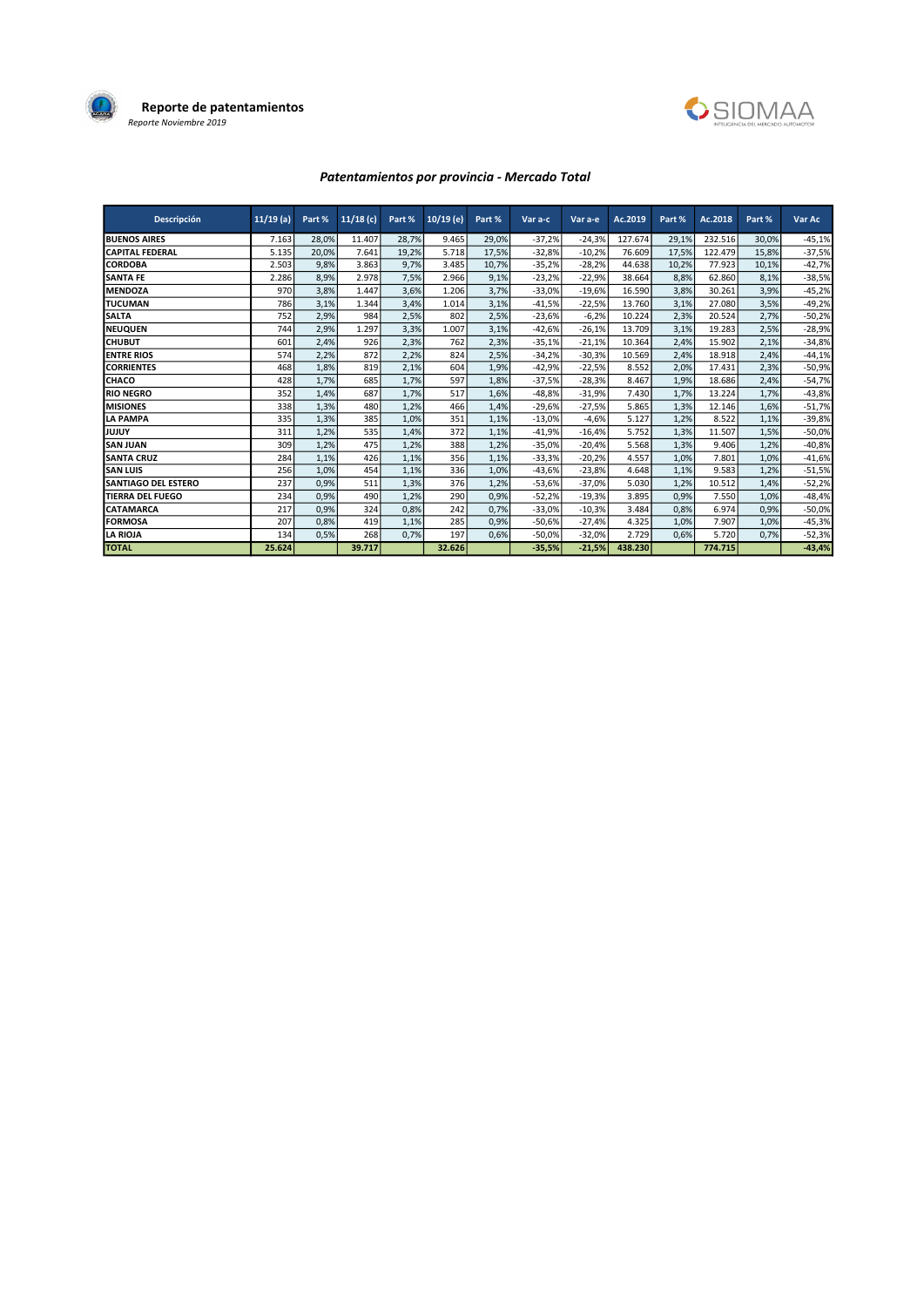**Reporte de patentamientos**

*Reporte Noviembre 2019*

SIOMAA
INTELIGENCIA DEL MERCADO AUTOMOTOR

### *Patentamientos por provincia - Mercado Total*

| Descripción | 11/19 (a) | Part % | 11/18 (c) | Part % | 10/19 (e) | Part % | Var a-c | Var a-e | Ac.2019 | Part % | Ac.2018 | Part % | Var Ac |
|---|---|---|---|---|---|---|---|---|---|---|---|---|---|
| BUENOS AIRES | 7.163 | 28,0% | 11.407 | 28,7% | 9.465 | 29,0% | -37,2% | -24,3% | 127.674 | 29,1% | 232.516 | 30,0% | -45,1% |
| CAPITAL FEDERAL | 5.135 | 20,0% | 7.641 | 19,2% | 5.718 | 17,5% | -32,8% | -10,2% | 76.609 | 17,5% | 122.479 | 15,8% | -37,5% |
| CORDOBA | 2.503 | 9,8% | 3.863 | 9,7% | 3.485 | 10,7% | -35,2% | -28,2% | 44.638 | 10,2% | 77.923 | 10,1% | -42,7% |
| SANTA FE | 2.286 | 8,9% | 2.978 | 7,5% | 2.966 | 9,1% | -23,2% | -22,9% | 38.664 | 8,8% | 62.860 | 8,1% | -38,5% |
| MENDOZA | 970 | 3,8% | 1.447 | 3,6% | 1.206 | 3,7% | -33,0% | -19,6% | 16.590 | 3,8% | 30.261 | 3,9% | -45,2% |
| TUCUMAN | 786 | 3,1% | 1.344 | 3,4% | 1.014 | 3,1% | -41,5% | -22,5% | 13.760 | 3,1% | 27.080 | 3,5% | -49,2% |
| SALTA | 752 | 2,9% | 984 | 2,5% | 802 | 2,5% | -23,6% | -6,2% | 10.224 | 2,3% | 20.524 | 2,7% | -50,2% |
| NEUQUEN | 744 | 2,9% | 1.297 | 3,3% | 1.007 | 3,1% | -42,6% | -26,1% | 13.709 | 3,1% | 19.283 | 2,5% | -28,9% |
| CHUBUT | 601 | 2,4% | 926 | 2,3% | 762 | 2,3% | -35,1% | -21,1% | 10.364 | 2,4% | 15.902 | 2,1% | -34,8% |
| ENTRE RIOS | 574 | 2,2% | 872 | 2,2% | 824 | 2,5% | -34,2% | -30,3% | 10.569 | 2,4% | 18.918 | 2,4% | -44,1% |
| CORRIENTES | 468 | 1,8% | 819 | 2,1% | 604 | 1,9% | -42,9% | -22,5% | 8.552 | 2,0% | 17.431 | 2,3% | -50,9% |
| CHACO | 428 | 1,7% | 685 | 1,7% | 597 | 1,8% | -37,5% | -28,3% | 8.467 | 1,9% | 18.686 | 2,4% | -54,7% |
| RIO NEGRO | 352 | 1,4% | 687 | 1,7% | 517 | 1,6% | -48,8% | -31,9% | 7.430 | 1,7% | 13.224 | 1,7% | -43,8% |
| MISIONES | 338 | 1,3% | 480 | 1,2% | 466 | 1,4% | -29,6% | -27,5% | 5.865 | 1,3% | 12.146 | 1,6% | -51,7% |
| LA PAMPA | 335 | 1,3% | 385 | 1,0% | 351 | 1,1% | -13,0% | -4,6% | 5.127 | 1,2% | 8.522 | 1,1% | -39,8% |
| JUJUY | 311 | 1,2% | 535 | 1,4% | 372 | 1,1% | -41,9% | -16,4% | 5.752 | 1,3% | 11.507 | 1,5% | -50,0% |
| SAN JUAN | 309 | 1,2% | 475 | 1,2% | 388 | 1,2% | -35,0% | -20,4% | 5.568 | 1,3% | 9.406 | 1,2% | -40,8% |
| SANTA CRUZ | 284 | 1,1% | 426 | 1,1% | 356 | 1,1% | -33,3% | -20,2% | 4.557 | 1,0% | 7.801 | 1,0% | -41,6% |
| SAN LUIS | 256 | 1,0% | 454 | 1,1% | 336 | 1,0% | -43,6% | -23,8% | 4.648 | 1,1% | 9.583 | 1,2% | -51,5% |
| SANTIAGO DEL ESTERO | 237 | 0,9% | 511 | 1,3% | 376 | 1,2% | -53,6% | -37,0% | 5.030 | 1,2% | 10.512 | 1,4% | -52,2% |
| TIERRA DEL FUEGO | 234 | 0,9% | 490 | 1,2% | 290 | 0,9% | -52,2% | -19,3% | 3.895 | 0,9% | 7.550 | 1,0% | -48,4% |
| CATAMARCA | 217 | 0,9% | 324 | 0,8% | 242 | 0,7% | -33,0% | -10,3% | 3.484 | 0,8% | 6.974 | 0,9% | -50,0% |
| FORMOSA | 207 | 0,8% | 419 | 1,1% | 285 | 0,9% | -50,6% | -27,4% | 4.325 | 1,0% | 7.907 | 1,0% | -45,3% |
| LA RIOJA | 134 | 0,5% | 268 | 0,7% | 197 | 0,6% | -50,0% | -32,0% | 2.729 | 0,6% | 5.720 | 0,7% | -52,3% |
| **TOTAL** | **25.624** | | **39.717** | | **32.626** | | **-35,5%** | **-21,5%** | **438.230** | | **774.715** | | **-43,4%** |